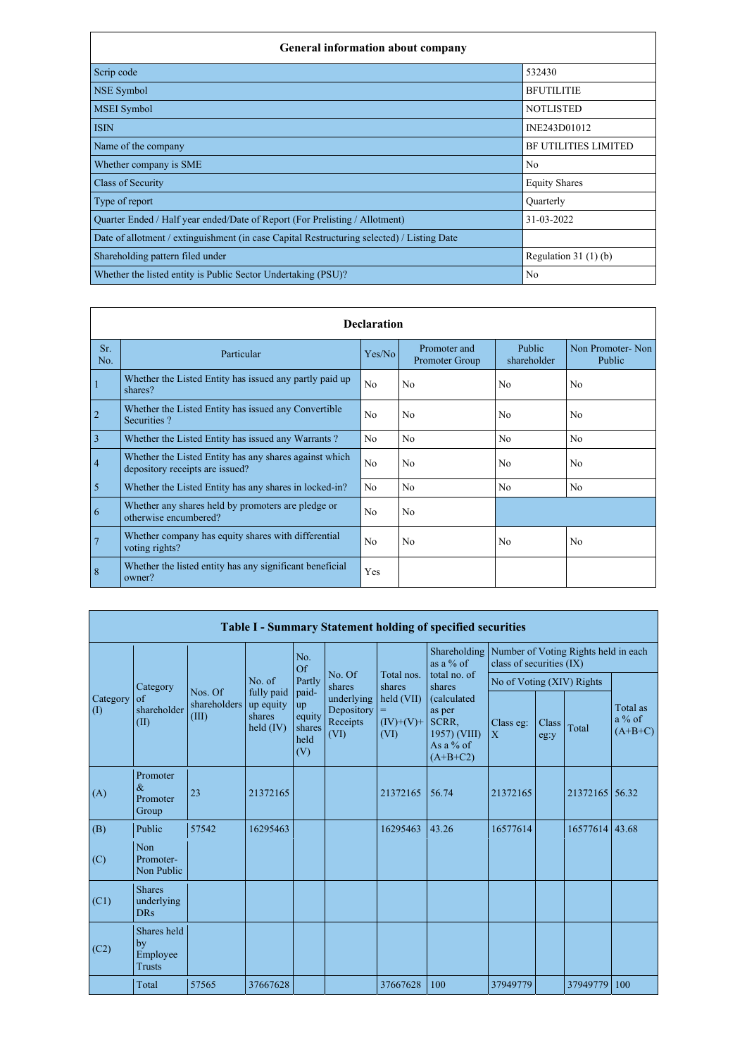## General information about company

| General information about company | |
|---|---|
| Scrip code | 532430 |
| NSE Symbol | BFUTILITIE |
| MSEI Symbol | NOTLISTED |
| ISIN | INE243D01012 |
| Name of the company | BF UTILITIES LIMITED |
| Whether company is SME | No |
| Class of Security | Equity Shares |
| Type of report | Quarterly |
| Quarter Ended / Half year ended/Date of Report (For Prelisting / Allotment) | 31-03-2022 |
| Date of allotment / extinguishment (in case Capital Restructuring selected) / Listing Date | |
| Shareholding pattern filed under | Regulation 31 (1) (b) |
| Whether the listed entity is Public Sector Undertaking (PSU)? | No |

## Declaration

| Sr. No. | Particular | Yes/No | Promoter and Promoter Group | Public shareholder | Non Promoter- Non Public |
|---|---|---|---|---|---|
| 1 | Whether the Listed Entity has issued any partly paid up shares? | No | No | No | No |
| 2 | Whether the Listed Entity has issued any Convertible Securities ? | No | No | No | No |
| 3 | Whether the Listed Entity has issued any Warrants ? | No | No | No | No |
| 4 | Whether the Listed Entity has any shares against which depository receipts are issued? | No | No | No | No |
| 5 | Whether the Listed Entity has any shares in locked-in? | No | No | No | No |
| 6 | Whether any shares held by promoters are pledge or otherwise encumbered? | No | No | | |
| 7 | Whether company has equity shares with differential voting rights? | No | No | No | No |
| 8 | Whether the listed entity has any significant beneficial owner? | Yes | | | |

## Table I - Summary Statement holding of specified securities

| Category (I) | Category of shareholder (II) | Nos. Of shareholders (III) | No. of fully paid up equity shares held (IV) | No. Of Partly paid-up equity shares held (V) | No. Of shares underlying Depository Receipts (VI) | Total nos. shares held (VII) = (IV)+(V)+ (VI) | Shareholding as a % of total no. of shares (calculated as per SCRR, 1957) (VIII) As a % of (A+B+C2) | Number of Voting Rights held in each class of securities (IX) | | | |
|---|---|---|---|---|---|---|---|---|---|---|---|
| | | | | | | | | No of Voting (XIV) Rights | | | Total as a % of (A+B+C) |
| | | | | | | | | Class eg: X | Class eg:y | Total | |
| (A) | Promoter & Promoter Group | 23 | 21372165 | | | 21372165 | 56.74 | 21372165 | | 21372165 | 56.32 |
| (B) | Public | 57542 | 16295463 | | | 16295463 | 43.26 | 16577614 | | 16577614 | 43.68 |
| (C) | Non Promoter- Non Public | | | | | | | | | | |
| (C1) | Shares underlying DRs | | | | | | | | | | |
| (C2) | Shares held by Employee Trusts | | | | | | | | | | |
| | Total | 57565 | 37667628 | | | 37667628 | 100 | 37949779 | | 37949779 | 100 |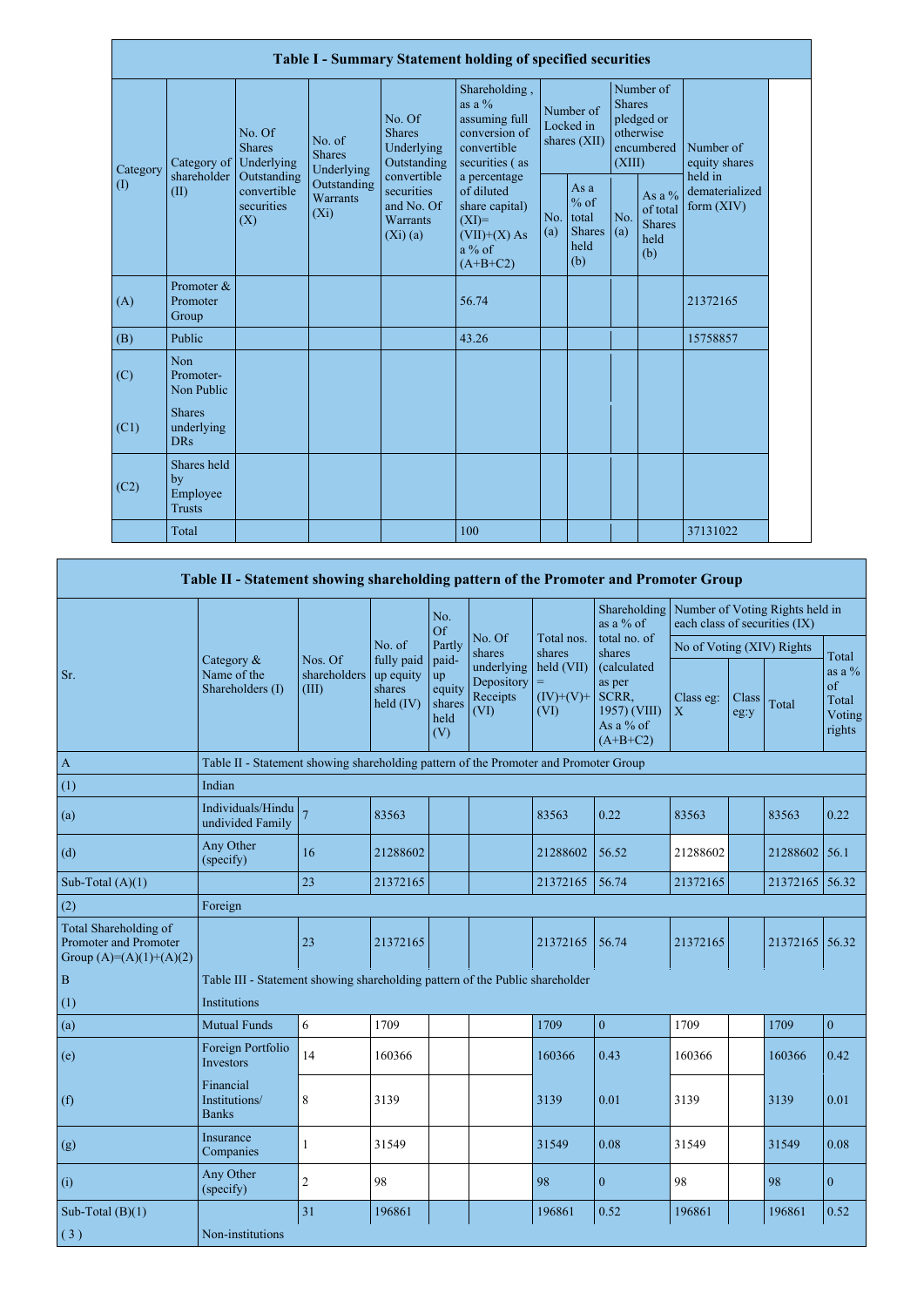| Table I - Summary Statement holding of specified securities | | | | | | | | | | | |
|---|---|---|---|---|---|---|---|---|---|---|---|
| Category (I) | Category of shareholder (II) | No. Of Shares Underlying Outstanding convertible securities (X) | No. of Shares Underlying Outstanding Warrants (Xi) | No. Of Shares Underlying Outstanding convertible securities and No. Of Warrants (Xi) (a) | Shareholding , as a % assuming full conversion of convertible securities ( as a percentage of diluted share capital) (XI)= (VII)+(X) As a % of (A+B+C2) | Number of Locked in shares (XII) | | Number of Shares pledged or otherwise encumbered (XIII) | | Number of equity shares held in dematerialized form (XIV) |
| | | | | | | No. (a) | As a % of total Shares held (b) | No. (a) | As a % of total Shares held (b) | |
| (A) | Promoter & Promoter Group | | | | 56.74 | | | | | 21372165 |
| (B) | Public | | | | 43.26 | | | | | 15758857 |
| (C) | Non Promoter- Non Public | | | | | | | | | |
| (C1) | Shares underlying DRs | | | | | | | | | |
| (C2) | Shares held by Employee Trusts | | | | | | | | | |
| | Total | | | | 100 | | | | | 37131022 |

| Table II - Statement showing shareholding pattern of the Promoter and Promoter Group | | | | | | | | | | | |
|---|---|---|---|---|---|---|---|---|---|---|---|
| Sr. | Category & Name of the Shareholders (I) | Nos. Of shareholders (III) | No. of fully paid up equity shares held (IV) | No. Of Partly paid-up equity shares held (V) | No. Of shares underlying Depository Receipts (VI) | Total nos. shares held (VII) = (IV)+(V)+ (VI) | Shareholding as a % of total no. of shares (calculated as per SCRR, 1957) (VIII) As a % of (A+B+C2) | Number of Voting Rights held in each class of securities (IX) | | | |
| | | | | | | | | No of Voting (XIV) Rights | | | Total as a % of Total Voting rights |
| | | | | | | | | Class eg: X | Class eg:y | Total | |
| A | Table II - Statement showing shareholding pattern of the Promoter and Promoter Group | | | | | | | | | | |
| (1) | Indian | | | | | | | | | | |
| (a) | Individuals/Hindu undivided Family | 7 | 83563 | | | 83563 | 0.22 | 83563 | | 83563 | 0.22 |
| (d) | Any Other (specify) | 16 | 21288602 | | | 21288602 | 56.52 | 21288602 | | 21288602 | 56.1 |
| Sub-Total (A)(1) | | 23 | 21372165 | | | 21372165 | 56.74 | 21372165 | | 21372165 | 56.32 |
| (2) | Foreign | | | | | | | | | | |
| Total Shareholding of Promoter and Promoter Group (A)=(A)(1)+(A)(2) | | 23 | 21372165 | | | 21372165 | 56.74 | 21372165 | | 21372165 | 56.32 |
| B | Table III - Statement showing shareholding pattern of the Public shareholder | | | | | | | | | | |
| (1) | Institutions | | | | | | | | | | |
| (a) | Mutual Funds | 6 | 1709 | | | 1709 | 0 | 1709 | | 1709 | 0 |
| (e) | Foreign Portfolio Investors | 14 | 160366 | | | 160366 | 0.43 | 160366 | | 160366 | 0.42 |
| (f) | Financial Institutions/ Banks | 8 | 3139 | | | 3139 | 0.01 | 3139 | | 3139 | 0.01 |
| (g) | Insurance Companies | 1 | 31549 | | | 31549 | 0.08 | 31549 | | 31549 | 0.08 |
| (i) | Any Other (specify) | 2 | 98 | | | 98 | 0 | 98 | | 98 | 0 |
| Sub-Total (B)(1) | | 31 | 196861 | | | 196861 | 0.52 | 196861 | | 196861 | 0.52 |
| ( 3 ) | Non-institutions | | | | | | | | | | |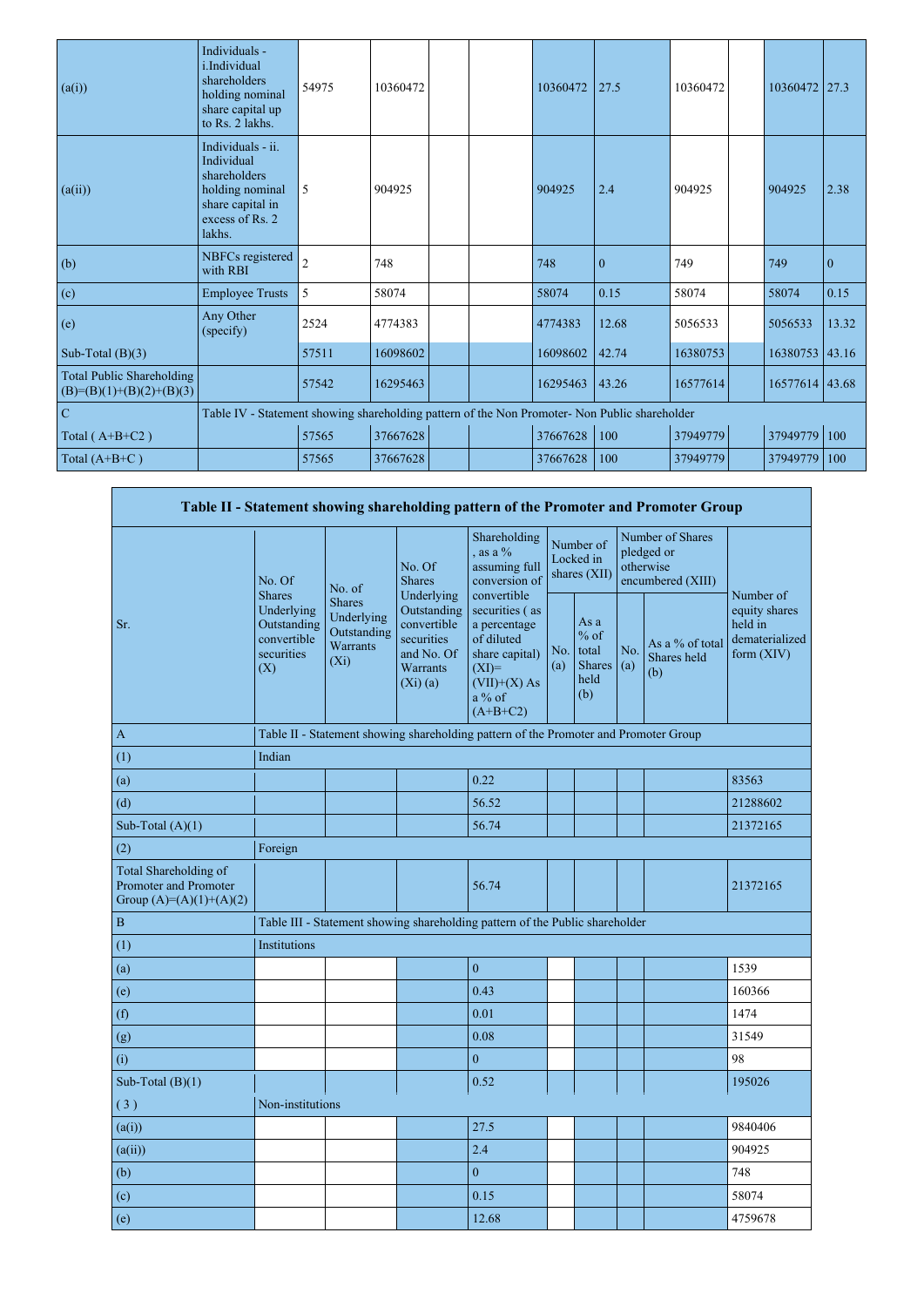| (a(i)) | Individuals - i.Individual shareholders holding nominal share capital up to Rs. 2 lakhs. | 54975 | 10360472 | | | 10360472 | 27.5 | 10360472 | | 10360472 | 27.3 |
|---|---|---|---|---|---|---|---|---|---|---|---|
| (a(ii)) | Individuals - ii. Individual shareholders holding nominal share capital in excess of Rs. 2 lakhs. | 5 | 904925 | | | 904925 | 2.4 | 904925 | | 904925 | 2.38 |
| (b) | NBFCs registered with RBI | 2 | 748 | | | 748 | 0 | 749 | | 749 | 0 |
| (c) | Employee Trusts | 5 | 58074 | | | 58074 | 0.15 | 58074 | | 58074 | 0.15 |
| (e) | Any Other (specify) | 2524 | 4774383 | | | 4774383 | 12.68 | 5056533 | | 5056533 | 13.32 |
| Sub-Total (B)(3) | | 57511 | 16098602 | | | 16098602 | 42.74 | 16380753 | | 16380753 | 43.16 |
| Total Public Shareholding (B)=(B)(1)+(B)(2)+(B)(3) | | 57542 | 16295463 | | | 16295463 | 43.26 | 16577614 | | 16577614 | 43.68 |
| C | Table IV - Statement showing shareholding pattern of the Non Promoter- Non Public shareholder | | | | | | | | | | |
| Total ( A+B+C2 ) | | 57565 | 37667628 | | | 37667628 | 100 | 37949779 | | 37949779 | 100 |
| Total (A+B+C ) | | 57565 | 37667628 | | | 37667628 | 100 | 37949779 | | 37949779 | 100 |

| Table II - Statement showing shareholding pattern of the Promoter and Promoter Group | | | | | | | | | |
|---|---|---|---|---|---|---|---|---|---|
| Sr. | No. Of Shares Underlying Outstanding convertible securities (X) | No. of Shares Underlying Outstanding Warrants (Xi) | No. Of Shares Underlying Outstanding convertible securities and No. Of Warrants (Xi) (a) | Shareholding , as a % assuming full conversion of convertible securities ( as a percentage of diluted share capital) (XI)= (VII)+(X) As a % of (A+B+C2) | Number of Locked in shares (XII) | | Number of Shares pledged or otherwise encumbered (XIII) | | Number of equity shares held in dematerialized form (XIV) |
| | | | | | No. (a) | As a % of total Shares held (b) | No. (a) | As a % of total Shares held (b) | |
| A | Table II - Statement showing shareholding pattern of the Promoter and Promoter Group | | | | | | | | |
| (1) | Indian | | | | | | | | |
| (a) | | | | 0.22 | | | | | 83563 |
| (d) | | | | 56.52 | | | | | 21288602 |
| Sub-Total (A)(1) | | | | 56.74 | | | | | 21372165 |
| (2) | Foreign | | | | | | | | |
| Total Shareholding of Promoter and Promoter Group (A)=(A)(1)+(A)(2) | | | | 56.74 | | | | | 21372165 |
| B | Table III - Statement showing shareholding pattern of the Public shareholder | | | | | | | | |
| (1) | Institutions | | | | | | | | |
| (a) | | | | 0 | | | | | 1539 |
| (e) | | | | 0.43 | | | | | 160366 |
| (f) | | | | 0.01 | | | | | 1474 |
| (g) | | | | 0.08 | | | | | 31549 |
| (i) | | | | 0 | | | | | 98 |
| Sub-Total (B)(1) | | | | 0.52 | | | | | 195026 |
| ( 3 ) | Non-institutions | | | | | | | | |
| (a(i)) | | | | 27.5 | | | | | 9840406 |
| (a(ii)) | | | | 2.4 | | | | | 904925 |
| (b) | | | | 0 | | | | | 748 |
| (c) | | | | 0.15 | | | | | 58074 |
| (e) | | | | 12.68 | | | | | 4759678 |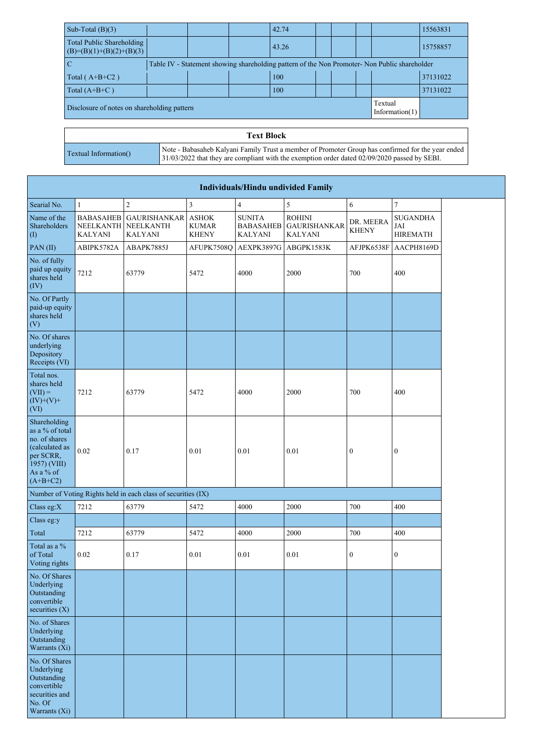| Sub-Total (B)(3) | | | 42.74 | | | | | 15563831 |
|---|---|---|---|---|---|---|---|---|
| Total Public Shareholding (B)=(B)(1)+(B)(2)+(B)(3) | | | 43.26 | | | | | 15758857 |
| C | Table IV - Statement showing shareholding pattern of the Non Promoter- Non Public shareholder | | | | | | | |
| Total ( A+B+C2 ) | | | 100 | | | | | 37131022 |
| Total (A+B+C ) | | | 100 | | | | | 37131022 |
| Disclosure of notes on shareholding pattern | | | | | | | Textual Information(1) | |

| Text Block | |
|---|---|
| Textual Information() | Note - Babasaheb Kalyani Family Trust a member of Promoter Group has confirmed for the year ended 31/03/2022 that they are compliant with the exemption order dated 02/09/2020 passed by SEBI. |

| Individuals/Hindu undivided Family | | | | | | | |
|---|---|---|---|---|---|---|---|
| Searial No. | 1 | 2 | 3 | 4 | 5 | 6 | 7 |
| Name of the Shareholders (I) | BABASAHEB NEELKANTH KALYANI | GAURISHANKAR NEELKANTH KALYANI | ASHOK KUMAR KHENY | SUNITA BABASAHEB KALYANI | ROHINI GAURISHANKAR KALYANI | DR. MEERA KHENY | SUGANDHA JAI HIREMATH |
| PAN (II) | ABIPK5782A | ABAPK7885J | AFUPK7508Q | AEXPK3897G | ABGPK1583K | AFJPK6538F | AACPH8169D |
| No. of fully paid up equity shares held (IV) | 7212 | 63779 | 5472 | 4000 | 2000 | 700 | 400 |
| No. Of Partly paid-up equity shares held (V) | | | | | | | |
| No. Of shares underlying Depository Receipts (VI) | | | | | | | |
| Total nos. shares held (VII) = (IV)+(V)+ (VI) | 7212 | 63779 | 5472 | 4000 | 2000 | 700 | 400 |
| Shareholding as a % of total no. of shares (calculated as per SCRR, 1957) (VIII) As a % of (A+B+C2) | 0.02 | 0.17 | 0.01 | 0.01 | 0.01 | 0 | 0 |
| Number of Voting Rights held in each class of securities (IX) | | | | | | | |
| Class eg:X | 7212 | 63779 | 5472 | 4000 | 2000 | 700 | 400 |
| Class eg:y | | | | | | | |
| Total | 7212 | 63779 | 5472 | 4000 | 2000 | 700 | 400 |
| Total as a % of Total Voting rights | 0.02 | 0.17 | 0.01 | 0.01 | 0.01 | 0 | 0 |
| No. Of Shares Underlying Outstanding convertible securities (X) | | | | | | | |
| No. of Shares Underlying Outstanding Warrants (Xi) | | | | | | | |
| No. Of Shares Underlying Outstanding convertible securities and No. Of Warrants (Xi) | | | | | | | |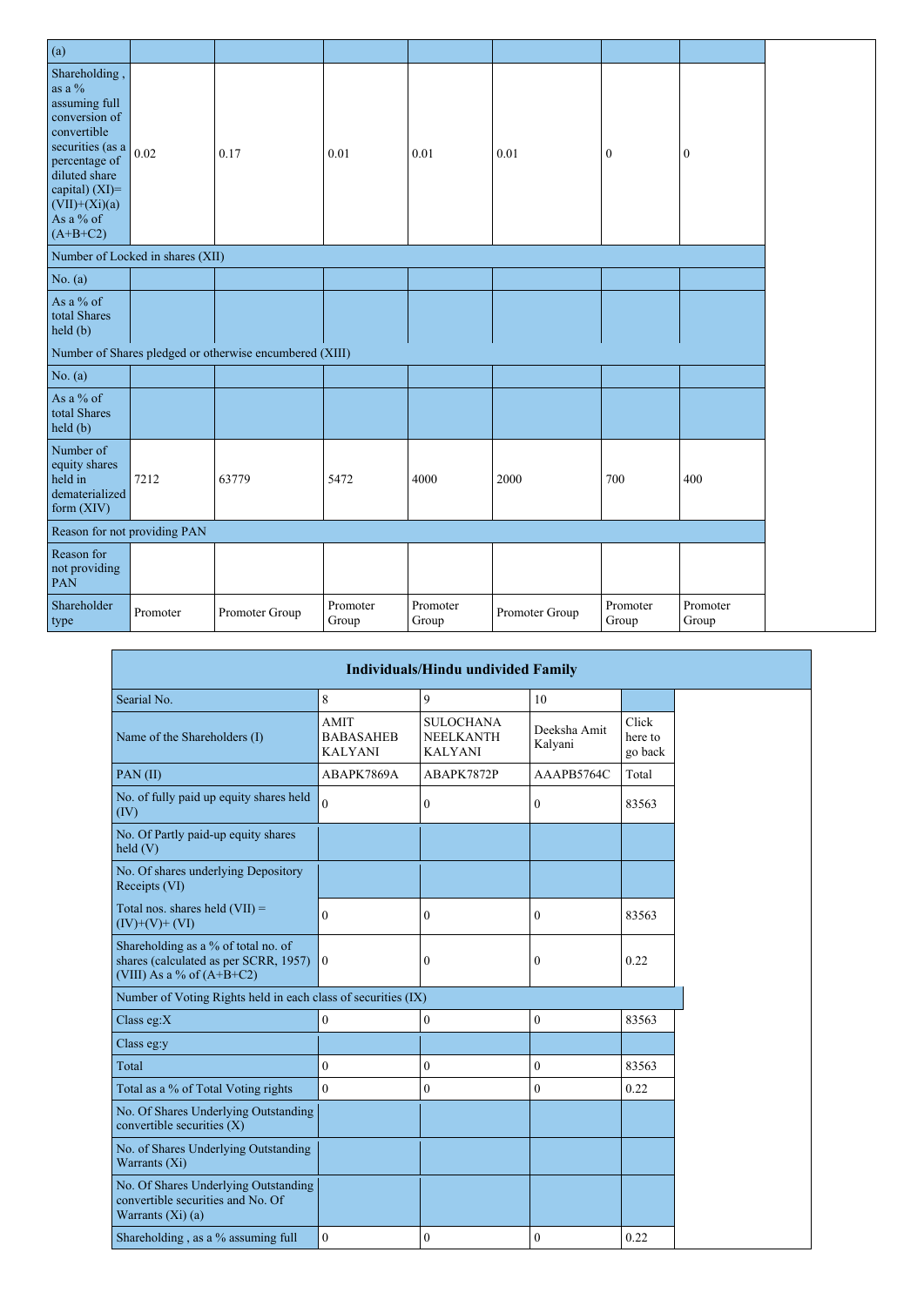| (a) | | | | | | | |
|---|---|---|---|---|---|---|---|
| Shareholding , as a % assuming full conversion of convertible securities (as a percentage of diluted share capital) (XI)= (VII)+(Xi)(a) As a % of (A+B+C2) | 0.02 | 0.17 | 0.01 | 0.01 | 0.01 | 0 | 0 |
| Number of Locked in shares (XII) | | | | | | | |
| No. (a) | | | | | | | |
| As a % of total Shares held (b) | | | | | | | |
| Number of Shares pledged or otherwise encumbered (XIII) | | | | | | | |
| No. (a) | | | | | | | |
| As a % of total Shares held (b) | | | | | | | |
| Number of equity shares held in dematerialized form (XIV) | 7212 | 63779 | 5472 | 4000 | 2000 | 700 | 400 |
| Reason for not providing PAN | | | | | | | |
| Reason for not providing PAN | | | | | | | |
| Shareholder type | Promoter | Promoter Group | Promoter Group | Promoter Group | Promoter Group | Promoter Group | Promoter Group |

| Individuals/Hindu undivided Family | | | | |
|---|---|---|---|---|
| Searial No. | 8 | 9 | 10 | |
| Name of the Shareholders (I) | AMIT BABASAHEB KALYANI | SULOCHANA NEELKANTH KALYANI | Deeksha Amit Kalyani | Click here to go back |
| PAN (II) | ABAPK7869A | ABAPK7872P | AAAPB5764C | Total |
| No. of fully paid up equity shares held (IV) | 0 | 0 | 0 | 83563 |
| No. Of Partly paid-up equity shares held (V) | | | | |
| No. Of shares underlying Depository Receipts (VI) | | | | |
| Total nos. shares held (VII) = (IV)+(V)+ (VI) | 0 | 0 | 0 | 83563 |
| Shareholding as a % of total no. of shares (calculated as per SCRR, 1957) (VIII) As a % of (A+B+C2) | 0 | 0 | 0 | 0.22 |
| Number of Voting Rights held in each class of securities (IX) | | | | |
| Class eg:X | 0 | 0 | 0 | 83563 |
| Class eg:y | | | | |
| Total | 0 | 0 | 0 | 83563 |
| Total as a % of Total Voting rights | 0 | 0 | 0 | 0.22 |
| No. Of Shares Underlying Outstanding convertible securities (X) | | | | |
| No. of Shares Underlying Outstanding Warrants (Xi) | | | | |
| No. Of Shares Underlying Outstanding convertible securities and No. Of Warrants (Xi) (a) | | | | |
| Shareholding , as a % assuming full | 0 | 0 | 0 | 0.22 |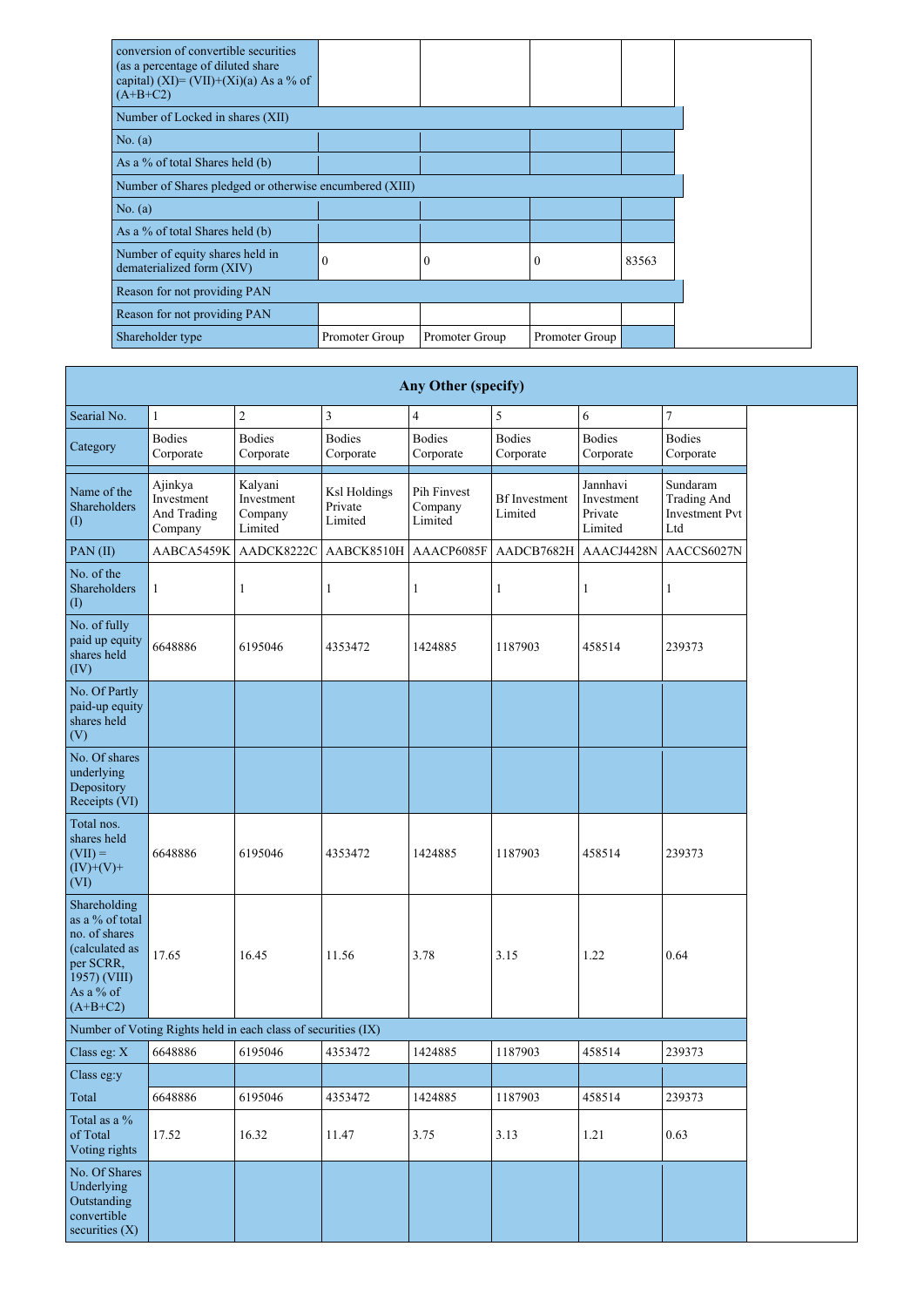| conversion of convertible securities (as a percentage of diluted share capital) (XI)= (VII)+(Xi)(a) As a % of (A+B+C2) | | | | |
|---|---|---|---|---|
| Number of Locked in shares (XII) | | | | |
| No. (a) | | | | |
| As a % of total Shares held (b) | | | | |
| Number of Shares pledged or otherwise encumbered (XIII) | | | | |
| No. (a) | | | | |
| As a % of total Shares held (b) | | | | |
| Number of equity shares held in dematerialized form (XIV) | 0 | 0 | 0 | 83563 |
| Reason for not providing PAN | | | | |
| Reason for not providing PAN | | | | |
| Shareholder type | Promoter Group | Promoter Group | Promoter Group | |

## Any Other (specify)

| Searial No. | 1 | 2 | 3 | 4 | 5 | 6 | 7 |
|---|---|---|---|---|---|---|---|
| Category | Bodies Corporate | Bodies Corporate | Bodies Corporate | Bodies Corporate | Bodies Corporate | Bodies Corporate | Bodies Corporate |
| Name of the Shareholders (I) | Ajinkya Investment And Trading Company | Kalyani Investment Company Limited | Ksl Holdings Private Limited | Pih Finvest Company Limited | Bf Investment Limited | Jannhavi Investment Private Limited | Sundaram Trading And Investment Pvt Ltd |
| PAN (II) | AABCA5459K | AADCK8222C | AABCK8510H | AAACP6085F | AADCB7682H | AAACJ4428N | AACCS6027N |
| No. of the Shareholders (I) | 1 | 1 | 1 | 1 | 1 | 1 | 1 |
| No. of fully paid up equity shares held (IV) | 6648886 | 6195046 | 4353472 | 1424885 | 1187903 | 458514 | 239373 |
| No. Of Partly paid-up equity shares held (V) | | | | | | | |
| No. Of shares underlying Depository Receipts (VI) | | | | | | | |
| Total nos. shares held (VII) = (IV)+(V)+ (VI) | 6648886 | 6195046 | 4353472 | 1424885 | 1187903 | 458514 | 239373 |
| Shareholding as a % of total no. of shares (calculated as per SCRR, 1957) (VIII) As a % of (A+B+C2) | 17.65 | 16.45 | 11.56 | 3.78 | 3.15 | 1.22 | 0.64 |
| Number of Voting Rights held in each class of securities (IX) | | | | | | | |
| Class eg: X | 6648886 | 6195046 | 4353472 | 1424885 | 1187903 | 458514 | 239373 |
| Class eg:y | | | | | | | |
| Total | 6648886 | 6195046 | 4353472 | 1424885 | 1187903 | 458514 | 239373 |
| Total as a % of Total Voting rights | 17.52 | 16.32 | 11.47 | 3.75 | 3.13 | 1.21 | 0.63 |
| No. Of Shares Underlying Outstanding convertible securities (X) | | | | | | | |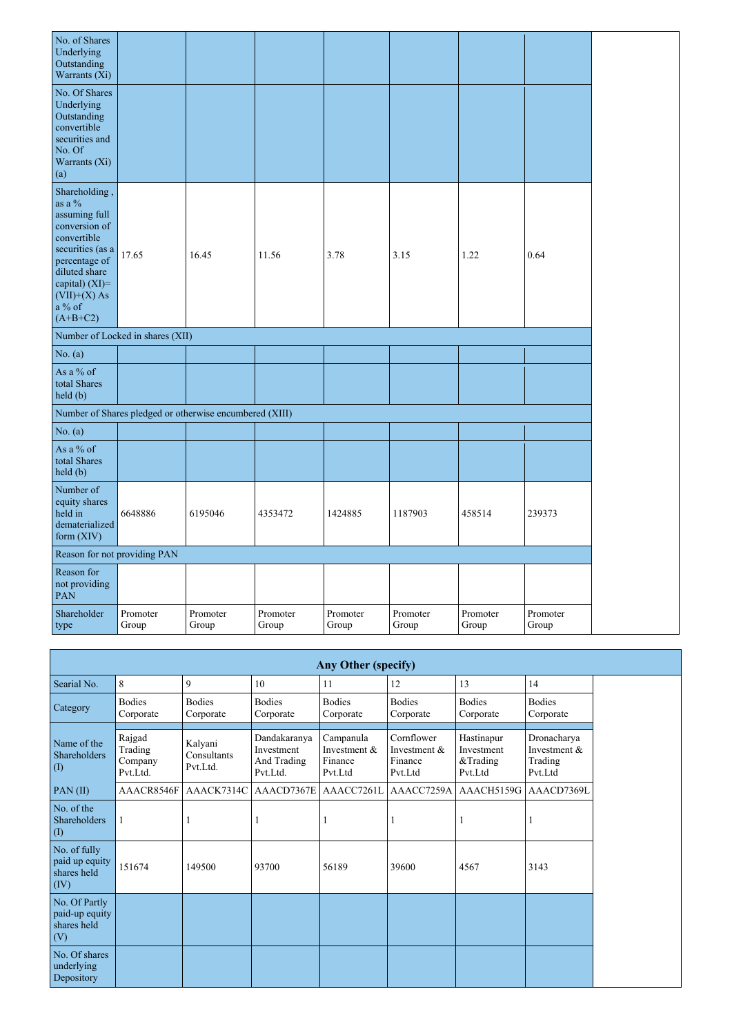| | | | | | | | | |
|---|---|---|---|---|---|---|---|---|
| No. of Shares Underlying Outstanding Warrants (Xi) | | | | | | | | |
| No. Of Shares Underlying Outstanding convertible securities and No. Of Warrants (Xi) (a) | | | | | | | | |
| Shareholding , as a % assuming full conversion of convertible securities (as a percentage of diluted share capital) (XI)= (VII)+(X) As a % of (A+B+C2) | 17.65 | 16.45 | 11.56 | 3.78 | 3.15 | 1.22 | 0.64 | |
| Number of Locked in shares (XII) | | | | | | | | |
| No. (a) | | | | | | | | |
| As a % of total Shares held (b) | | | | | | | | |
| Number of Shares pledged or otherwise encumbered (XIII) | | | | | | | | |
| No. (a) | | | | | | | | |
| As a % of total Shares held (b) | | | | | | | | |
| Number of equity shares held in dematerialized form (XIV) | 6648886 | 6195046 | 4353472 | 1424885 | 1187903 | 458514 | 239373 | |
| Reason for not providing PAN | | | | | | | | |
| Reason for not providing PAN | | | | | | | | |
| Shareholder type | Promoter Group | Promoter Group | Promoter Group | Promoter Group | Promoter Group | Promoter Group | Promoter Group | |

| Any Other (specify) | | | | | | | | |
|---|---|---|---|---|---|---|---|---|
| Searial No. | 8 | 9 | 10 | 11 | 12 | 13 | 14 | |
| Category | Bodies Corporate | Bodies Corporate | Bodies Corporate | Bodies Corporate | Bodies Corporate | Bodies Corporate | Bodies Corporate | |
| Name of the Shareholders (I) | Rajgad Trading Company Pvt.Ltd. | Kalyani Consultants Pvt.Ltd. | Dandakaranya Investment And Trading Pvt.Ltd. | Campanula Investment & Finance Pvt.Ltd | Cornflower Investment & Finance Pvt.Ltd | Hastinapur Investment &Trading Pvt.Ltd | Dronacharya Investment & Trading Pvt.Ltd | |
| PAN (II) | AAACR8546F | AAACK7314C | AAACD7367E | AAACC7261L | AAACC7259A | AAACH5159G | AAACD7369L | |
| No. of the Shareholders (I) | 1 | 1 | 1 | 1 | 1 | 1 | 1 | |
| No. of fully paid up equity shares held (IV) | 151674 | 149500 | 93700 | 56189 | 39600 | 4567 | 3143 | |
| No. Of Partly paid-up equity shares held (V) | | | | | | | | |
| No. Of shares underlying Depository | | | | | | | | |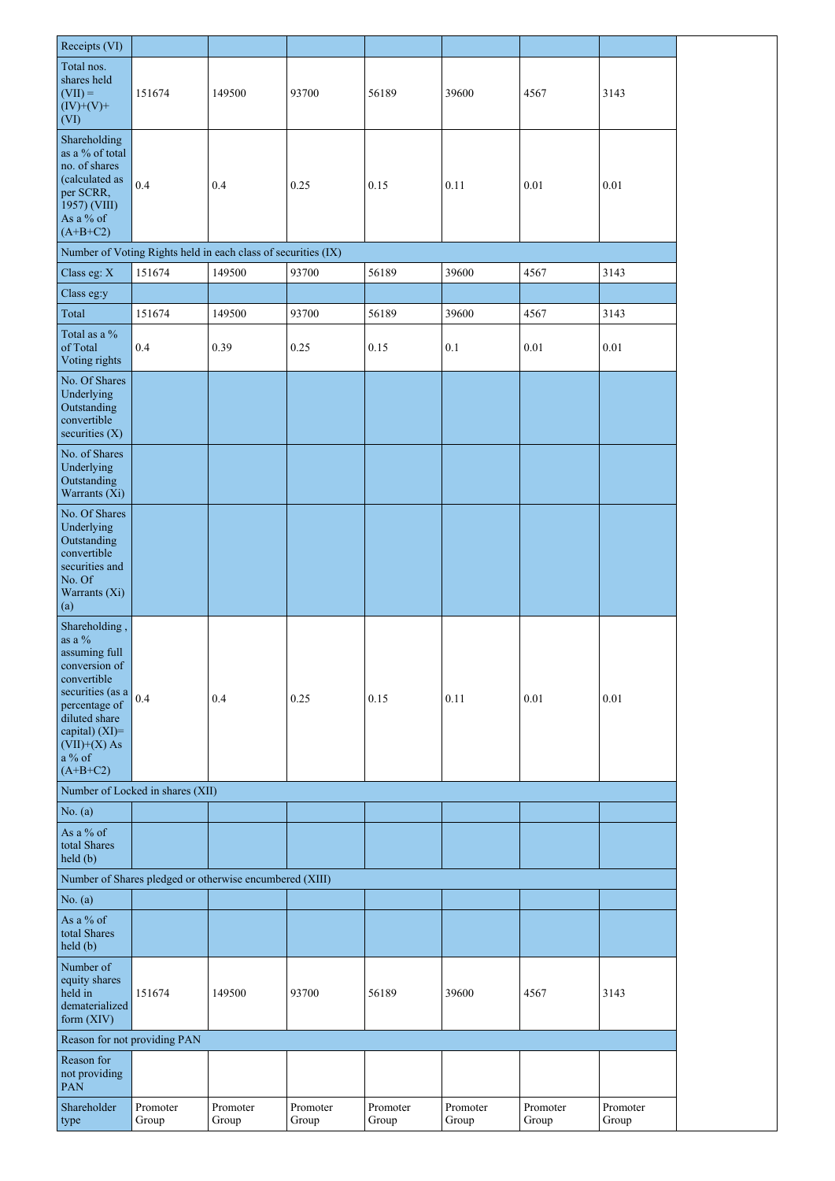| Receipts (VI) | | | | | | | |
|---|---|---|---|---|---|---|---|
| Total nos. shares held (VII) = (IV)+(V)+ (VI) | 151674 | 149500 | 93700 | 56189 | 39600 | 4567 | 3143 |
| Shareholding as a % of total no. of shares (calculated as per SCRR, 1957) (VIII) As a % of (A+B+C2) | 0.4 | 0.4 | 0.25 | 0.15 | 0.11 | 0.01 | 0.01 |
| Number of Voting Rights held in each class of securities (IX) | | | | | | | |
| Class eg: X | 151674 | 149500 | 93700 | 56189 | 39600 | 4567 | 3143 |
| Class eg:y | | | | | | | |
| Total | 151674 | 149500 | 93700 | 56189 | 39600 | 4567 | 3143 |
| Total as a % of Total Voting rights | 0.4 | 0.39 | 0.25 | 0.15 | 0.1 | 0.01 | 0.01 |
| No. Of Shares Underlying Outstanding convertible securities (X) | | | | | | | |
| No. of Shares Underlying Outstanding Warrants (Xi) | | | | | | | |
| No. Of Shares Underlying Outstanding convertible securities and No. Of Warrants (Xi) (a) | | | | | | | |
| Shareholding , as a % assuming full conversion of convertible securities (as a percentage of diluted share capital) (XI)= (VII)+(X) As a % of (A+B+C2) | 0.4 | 0.4 | 0.25 | 0.15 | 0.11 | 0.01 | 0.01 |
| Number of Locked in shares (XII) | | | | | | | |
| No. (a) | | | | | | | |
| As a % of total Shares held (b) | | | | | | | |
| Number of Shares pledged or otherwise encumbered (XIII) | | | | | | | |
| No. (a) | | | | | | | |
| As a % of total Shares held (b) | | | | | | | |
| Number of equity shares held in dematerialized form (XIV) | 151674 | 149500 | 93700 | 56189 | 39600 | 4567 | 3143 |
| Reason for not providing PAN | | | | | | | |
| Reason for not providing PAN | | | | | | | |
| Shareholder type | Promoter Group | Promoter Group | Promoter Group | Promoter Group | Promoter Group | Promoter Group | Promoter Group |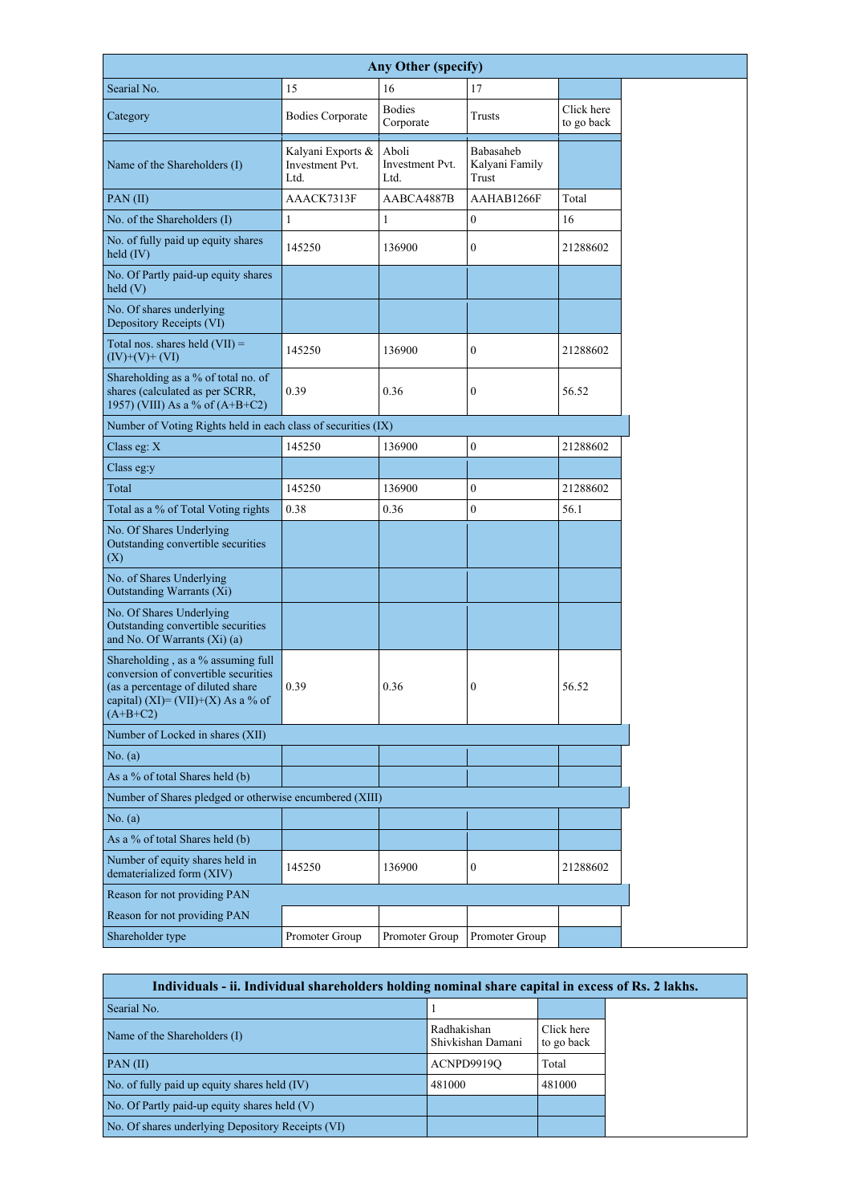| Any Other (specify) | | | | |
|---|---|---|---|---|
| Searial No. | 15 | 16 | 17 | |
| Category | Bodies Corporate | Bodies Corporate | Trusts | Click here to go back |
| Name of the Shareholders (I) | Kalyani Exports & Investment Pvt. Ltd. | Aboli Investment Pvt. Ltd. | Babasaheb Kalyani Family Trust | |
| PAN (II) | AAACK7313F | AABCA4887B | AAHAB1266F | Total |
| No. of the Shareholders (I) | 1 | 1 | 0 | 16 |
| No. of fully paid up equity shares held (IV) | 145250 | 136900 | 0 | 21288602 |
| No. Of Partly paid-up equity shares held (V) | | | | |
| No. Of shares underlying Depository Receipts (VI) | | | | |
| Total nos. shares held (VII) = (IV)+(V)+ (VI) | 145250 | 136900 | 0 | 21288602 |
| Shareholding as a % of total no. of shares (calculated as per SCRR, 1957) (VIII) As a % of (A+B+C2) | 0.39 | 0.36 | 0 | 56.52 |
| Number of Voting Rights held in each class of securities (IX) | | | | |
| Class eg: X | 145250 | 136900 | 0 | 21288602 |
| Class eg:y | | | | |
| Total | 145250 | 136900 | 0 | 21288602 |
| Total as a % of Total Voting rights | 0.38 | 0.36 | 0 | 56.1 |
| No. Of Shares Underlying Outstanding convertible securities (X) | | | | |
| No. of Shares Underlying Outstanding Warrants (Xi) | | | | |
| No. Of Shares Underlying Outstanding convertible securities and No. Of Warrants (Xi) (a) | | | | |
| Shareholding , as a % assuming full conversion of convertible securities (as a percentage of diluted share capital) (XI)= (VII)+(X) As a % of (A+B+C2) | 0.39 | 0.36 | 0 | 56.52 |
| Number of Locked in shares (XII) | | | | |
| No. (a) | | | | |
| As a % of total Shares held (b) | | | | |
| Number of Shares pledged or otherwise encumbered (XIII) | | | | |
| No. (a) | | | | |
| As a % of total Shares held (b) | | | | |
| Number of equity shares held in dematerialized form (XIV) | 145250 | 136900 | 0 | 21288602 |
| Reason for not providing PAN | | | | |
| Reason for not providing PAN | | | | |
| Shareholder type | Promoter Group | Promoter Group | Promoter Group | |

| Individuals - ii. Individual shareholders holding nominal share capital in excess of Rs. 2 lakhs. | | |
|---|---|---|
| Searial No. | 1 | |
| Name of the Shareholders (I) | Radhakishan Shivkishan Damani | Click here to go back |
| PAN (II) | ACNPD9919Q | Total |
| No. of fully paid up equity shares held (IV) | 481000 | 481000 |
| No. Of Partly paid-up equity shares held (V) | | |
| No. Of shares underlying Depository Receipts (VI) | | |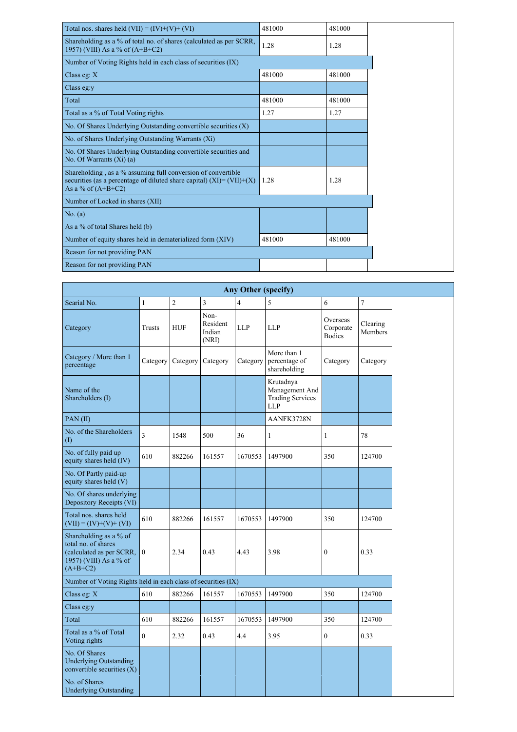| | | |
|---|---|---|
| Total nos. shares held (VII) = (IV)+(V)+ (VI) | 481000 | 481000 |
| Shareholding as a % of total no. of shares (calculated as per SCRR, 1957) (VIII) As a % of (A+B+C2) | 1.28 | 1.28 |
| Number of Voting Rights held in each class of securities (IX) | | |
| Class eg: X | 481000 | 481000 |
| Class eg:y | | |
| Total | 481000 | 481000 |
| Total as a % of Total Voting rights | 1.27 | 1.27 |
| No. Of Shares Underlying Outstanding convertible securities (X) | | |
| No. of Shares Underlying Outstanding Warrants (Xi) | | |
| No. Of Shares Underlying Outstanding convertible securities and No. Of Warrants (Xi) (a) | | |
| Shareholding , as a % assuming full conversion of convertible securities (as a percentage of diluted share capital) (XI)= (VII)+(X) As a % of (A+B+C2) | 1.28 | 1.28 |
| Number of Locked in shares (XII) | | |
| No. (a) | | |
| As a % of total Shares held (b) | | |
| Number of equity shares held in dematerialized form (XIV) | 481000 | 481000 |
| Reason for not providing PAN | | |
| Reason for not providing PAN | | |

| Any Other (specify) | | | | | | | |
|---|---|---|---|---|---|---|---|
| Searial No. | 1 | 2 | 3 | 4 | 5 | 6 | 7 |
| Category | Trusts | HUF | Non-Resident Indian (NRI) | LLP | LLP | Overseas Corporate Bodies | Clearing Members |
| Category / More than 1 percentage | Category | Category | Category | Category | More than 1 percentage of shareholding | Category | Category |
| Name of the Shareholders (I) | | | | | Krutadnya Management And Trading Services LLP | | |
| PAN (II) | | | | | AANFK3728N | | |
| No. of the Shareholders (I) | 3 | 1548 | 500 | 36 | 1 | 1 | 78 |
| No. of fully paid up equity shares held (IV) | 610 | 882266 | 161557 | 1670553 | 1497900 | 350 | 124700 |
| No. Of Partly paid-up equity shares held (V) | | | | | | | |
| No. Of shares underlying Depository Receipts (VI) | | | | | | | |
| Total nos. shares held (VII) = (IV)+(V)+ (VI) | 610 | 882266 | 161557 | 1670553 | 1497900 | 350 | 124700 |
| Shareholding as a % of total no. of shares (calculated as per SCRR, 1957) (VIII) As a % of (A+B+C2) | 0 | 2.34 | 0.43 | 4.43 | 3.98 | 0 | 0.33 |
| Number of Voting Rights held in each class of securities (IX) | | | | | | | |
| Class eg: X | 610 | 882266 | 161557 | 1670553 | 1497900 | 350 | 124700 |
| Class eg:y | | | | | | | |
| Total | 610 | 882266 | 161557 | 1670553 | 1497900 | 350 | 124700 |
| Total as a % of Total Voting rights | 0 | 2.32 | 0.43 | 4.4 | 3.95 | 0 | 0.33 |
| No. Of Shares Underlying Outstanding convertible securities (X) | | | | | | | |
| No. of Shares Underlying Outstanding | | | | | | | |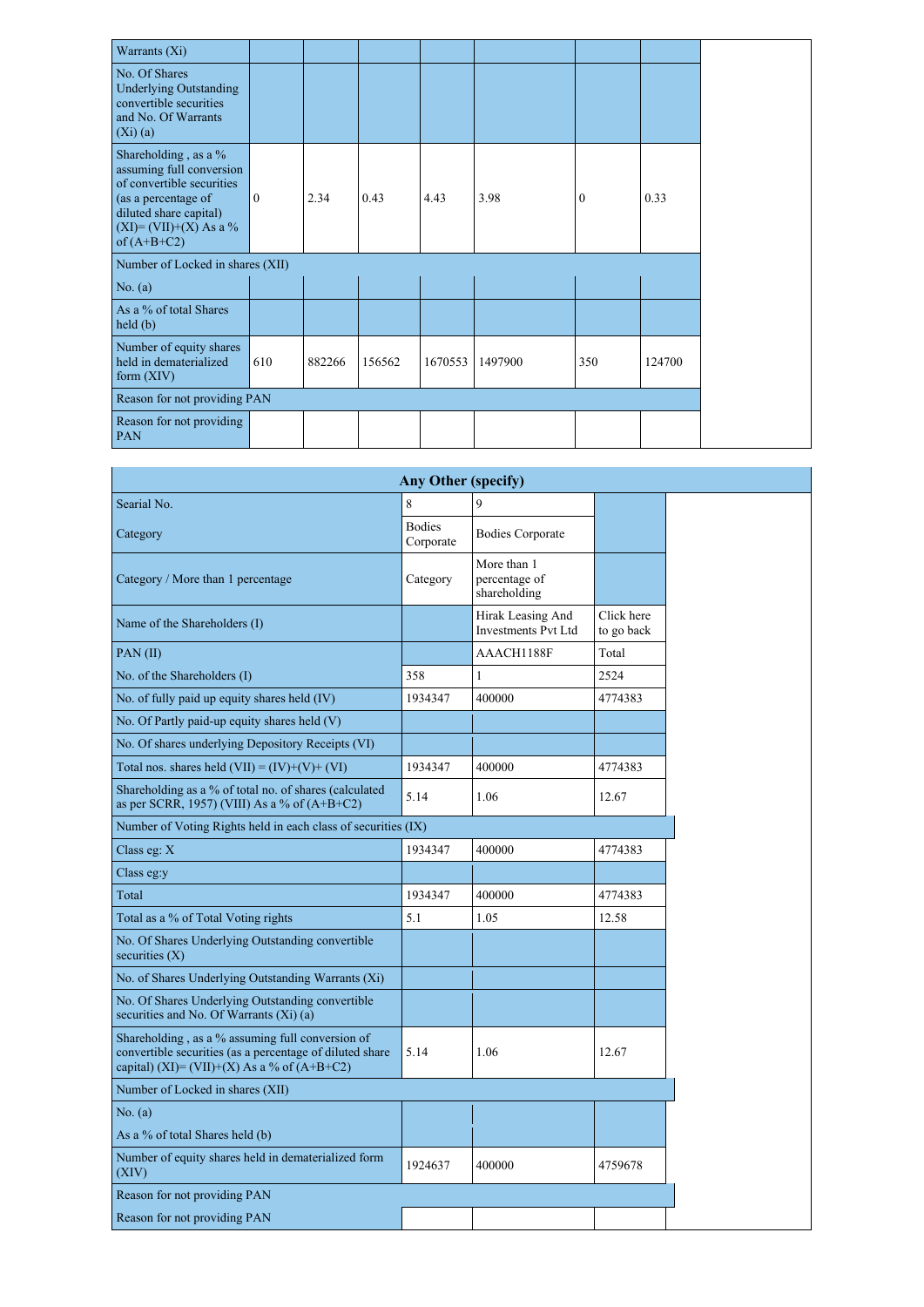| Warrants (Xi) | | | | | | | |
|---|---|---|---|---|---|---|---|
| No. Of Shares Underlying Outstanding convertible securities and No. Of Warrants (Xi) (a) | | | | | | | |
| Shareholding , as a % assuming full conversion of convertible securities (as a percentage of diluted share capital) (XI)= (VII)+(X) As a % of (A+B+C2) | 0 | 2.34 | 0.43 | 4.43 | 3.98 | 0 | 0.33 |
| Number of Locked in shares (XII) | | | | | | | |
| No. (a) | | | | | | | |
| As a % of total Shares held (b) | | | | | | | |
| Number of equity shares held in dematerialized form (XIV) | 610 | 882266 | 156562 | 1670553 | 1497900 | 350 | 124700 |
| Reason for not providing PAN | | | | | | | |
| Reason for not providing PAN | | | | | | | |

| Any Other (specify) | | | |
|---|---|---|---|
| Searial No. | 8 | 9 | |
| Category | Bodies Corporate | Bodies Corporate | |
| Category / More than 1 percentage | Category | More than 1 percentage of shareholding | |
| Name of the Shareholders (I) | | Hirak Leasing And Investments Pvt Ltd | Click here to go back |
| PAN (II) | | AAACH1188F | Total |
| No. of the Shareholders (I) | 358 | 1 | 2524 |
| No. of fully paid up equity shares held (IV) | 1934347 | 400000 | 4774383 |
| No. Of Partly paid-up equity shares held (V) | | | |
| No. Of shares underlying Depository Receipts (VI) | | | |
| Total nos. shares held (VII) = (IV)+(V)+ (VI) | 1934347 | 400000 | 4774383 |
| Shareholding as a % of total no. of shares (calculated as per SCRR, 1957) (VIII) As a % of (A+B+C2) | 5.14 | 1.06 | 12.67 |
| Number of Voting Rights held in each class of securities (IX) | | | |
| Class eg: X | 1934347 | 400000 | 4774383 |
| Class eg:y | | | |
| Total | 1934347 | 400000 | 4774383 |
| Total as a % of Total Voting rights | 5.1 | 1.05 | 12.58 |
| No. Of Shares Underlying Outstanding convertible securities (X) | | | |
| No. of Shares Underlying Outstanding Warrants (Xi) | | | |
| No. Of Shares Underlying Outstanding convertible securities and No. Of Warrants (Xi) (a) | | | |
| Shareholding , as a % assuming full conversion of convertible securities (as a percentage of diluted share capital) (XI)= (VII)+(X) As a % of (A+B+C2) | 5.14 | 1.06 | 12.67 |
| Number of Locked in shares (XII) | | | |
| No. (a) | | | |
| As a % of total Shares held (b) | | | |
| Number of equity shares held in dematerialized form (XIV) | 1924637 | 400000 | 4759678 |
| Reason for not providing PAN | | | |
| Reason for not providing PAN | | | |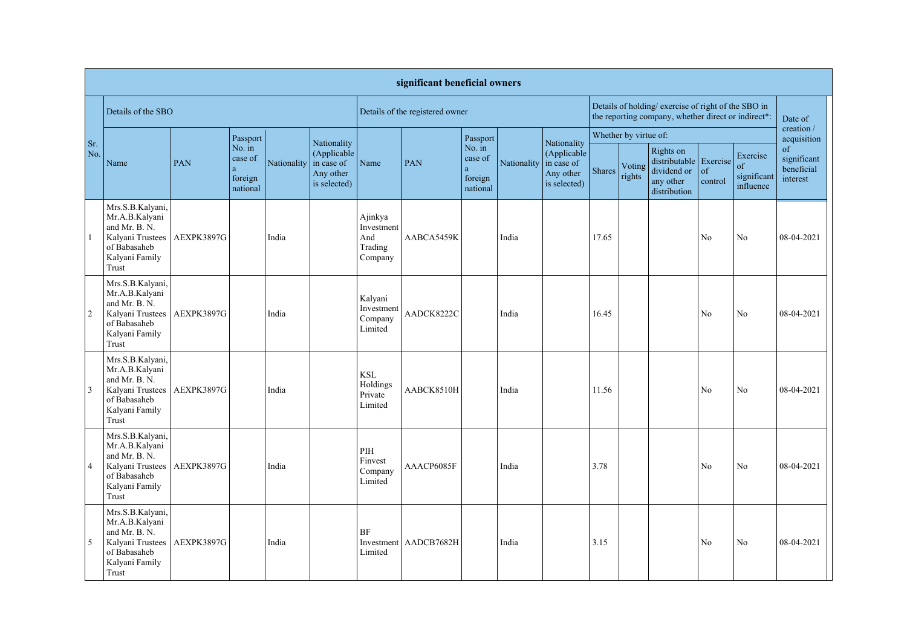| significant beneficial owners | | | | | | | | | | | | | | | | |
|---|---|---|---|---|---|---|---|---|---|---|---|---|---|---|---|---|
| Sr. No. | Details of the SBO | | | | | Details of the registered owner | | | | | Details of holding/ exercise of right of the SBO in the reporting company, whether direct or indirect*: | | | | | Date of creation / acquisition of significant beneficial interest |
| | | | | | | | | | | | Whether by virtue of: | | | | | |
| | Name | PAN | Passport No. in case of a foreign national | Nationality | Nationality (Applicable in case of Any other is selected) | Name | PAN | Passport No. in case of a foreign national | Nationality | Nationality (Applicable in case of Any other is selected) | Shares | Voting rights | Rights on distributable dividend or any other distribution | Exercise of control | Exercise of significant influence | |
| 1 | Mrs.S.B.Kalyani, Mr.A.B.Kalyani and Mr. B. N. Kalyani Trustees of Babasaheb Kalyani Family Trust | AEXPK3897G | | India | | Ajinkya Investment And Trading Company | AABCA5459K | | India | | 17.65 | | | No | No | 08-04-2021 |
| 2 | Mrs.S.B.Kalyani, Mr.A.B.Kalyani and Mr. B. N. Kalyani Trustees of Babasaheb Kalyani Family Trust | AEXPK3897G | | India | | Kalyani Investment Company Limited | AADCK8222C | | India | | 16.45 | | | No | No | 08-04-2021 |
| 3 | Mrs.S.B.Kalyani, Mr.A.B.Kalyani and Mr. B. N. Kalyani Trustees of Babasaheb Kalyani Family Trust | AEXPK3897G | | India | | KSL Holdings Private Limited | AABCK8510H | | India | | 11.56 | | | No | No | 08-04-2021 |
| 4 | Mrs.S.B.Kalyani, Mr.A.B.Kalyani and Mr. B. N. Kalyani Trustees of Babasaheb Kalyani Family Trust | AEXPK3897G | | India | | PIH Finvest Company Limited | AAACP6085F | | India | | 3.78 | | | No | No | 08-04-2021 |
| 5 | Mrs.S.B.Kalyani, Mr.A.B.Kalyani and Mr. B. N. Kalyani Trustees of Babasaheb Kalyani Family Trust | AEXPK3897G | | India | | BF Investment Limited | AADCB7682H | | India | | 3.15 | | | No | No | 08-04-2021 |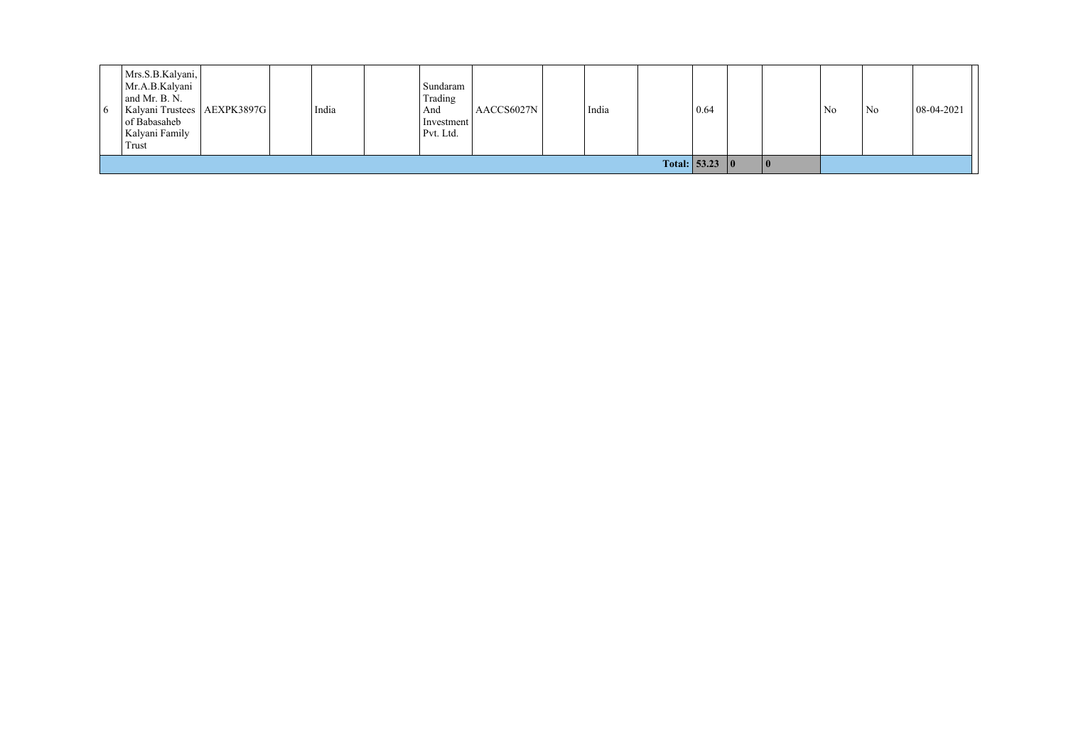| | | | | | | | | | | | | | | | | |
|---|---|---|---|---|---|---|---|---|---|---|---|---|---|---|---|---|
| 6 | Mrs.S.B.Kalyani, Mr.A.B.Kalyani and Mr. B. N. Kalyani Trustees of Babasaheb Kalyani Family Trust | AEXPK3897G | | India | | Sundaram Trading And Investment Pvt. Ltd. | AACCS6027N | | India | | 0.64 | | | No | No | 08-04-2021 |
| | | | | | | | | | | **Total:** | **53.23** | **0** | **0** | | | |